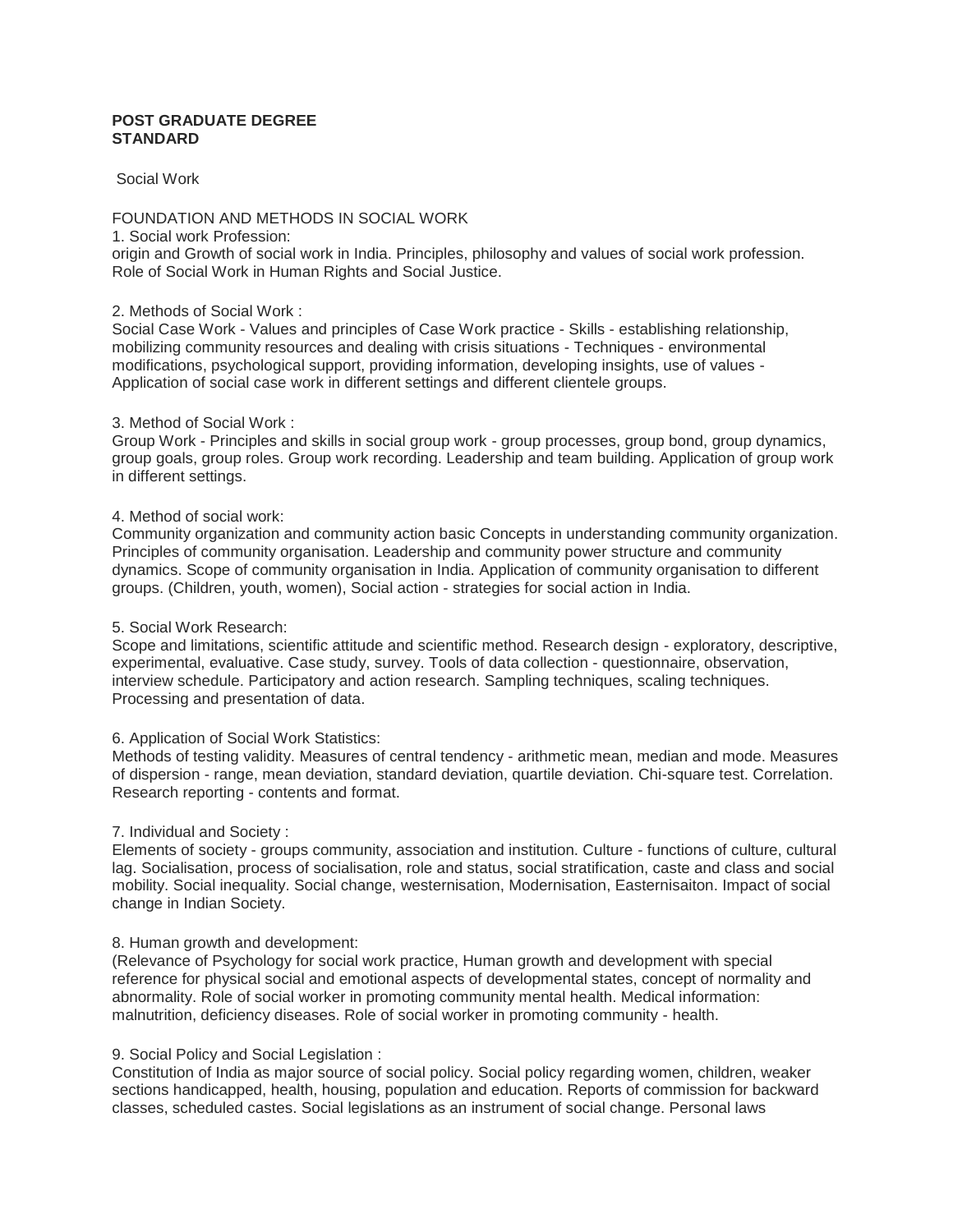**POST GRADUATE DEGREE**
**STANDARD**

Social Work

FOUNDATION AND METHODS IN SOCIAL WORK

1. Social work Profession:
origin and Growth of social work in India. Principles, philosophy and values of social work profession. Role of Social Work in Human Rights and Social Justice.

2. Methods of Social Work :
Social Case Work - Values and principles of Case Work practice - Skills - establishing relationship, mobilizing community resources and dealing with crisis situations - Techniques - environmental modifications, psychological support, providing information, developing insights, use of values - Application of social case work in different settings and different clientele groups.

3. Method of Social Work :
Group Work - Principles and skills in social group work - group processes, group bond, group dynamics, group goals, group roles. Group work recording. Leadership and team building. Application of group work in different settings.

4. Method of social work:
Community organization and community action basic Concepts in understanding community organization. Principles of community organisation. Leadership and community power structure and community dynamics. Scope of community organisation in India. Application of community organisation to different groups. (Children, youth, women), Social action - strategies for social action in India.

5. Social Work Research:
Scope and limitations, scientific attitude and scientific method. Research design - exploratory, descriptive, experimental, evaluative. Case study, survey. Tools of data collection - questionnaire, observation, interview schedule. Participatory and action research. Sampling techniques, scaling techniques. Processing and presentation of data.

6. Application of Social Work Statistics:
Methods of testing validity. Measures of central tendency - arithmetic mean, median and mode. Measures of dispersion - range, mean deviation, standard deviation, quartile deviation. Chi-square test. Correlation. Research reporting - contents and format.

7. Individual and Society :
Elements of society - groups community, association and institution. Culture - functions of culture, cultural lag. Socialisation, process of socialisation, role and status, social stratification, caste and class and social mobility. Social inequality. Social change, westernisation, Modernisation, Easternisaiton. Impact of social change in Indian Society.

8. Human growth and development:
(Relevance of Psychology for social work practice, Human growth and development with special reference for physical social and emotional aspects of developmental states, concept of normality and abnormality. Role of social worker in promoting community mental health. Medical information: malnutrition, deficiency diseases. Role of social worker in promoting community - health.

9. Social Policy and Social Legislation :
Constitution of India as major source of social policy. Social policy regarding women, children, weaker sections handicapped, health, housing, population and education. Reports of commission for backward classes, scheduled castes. Social legislations as an instrument of social change. Personal laws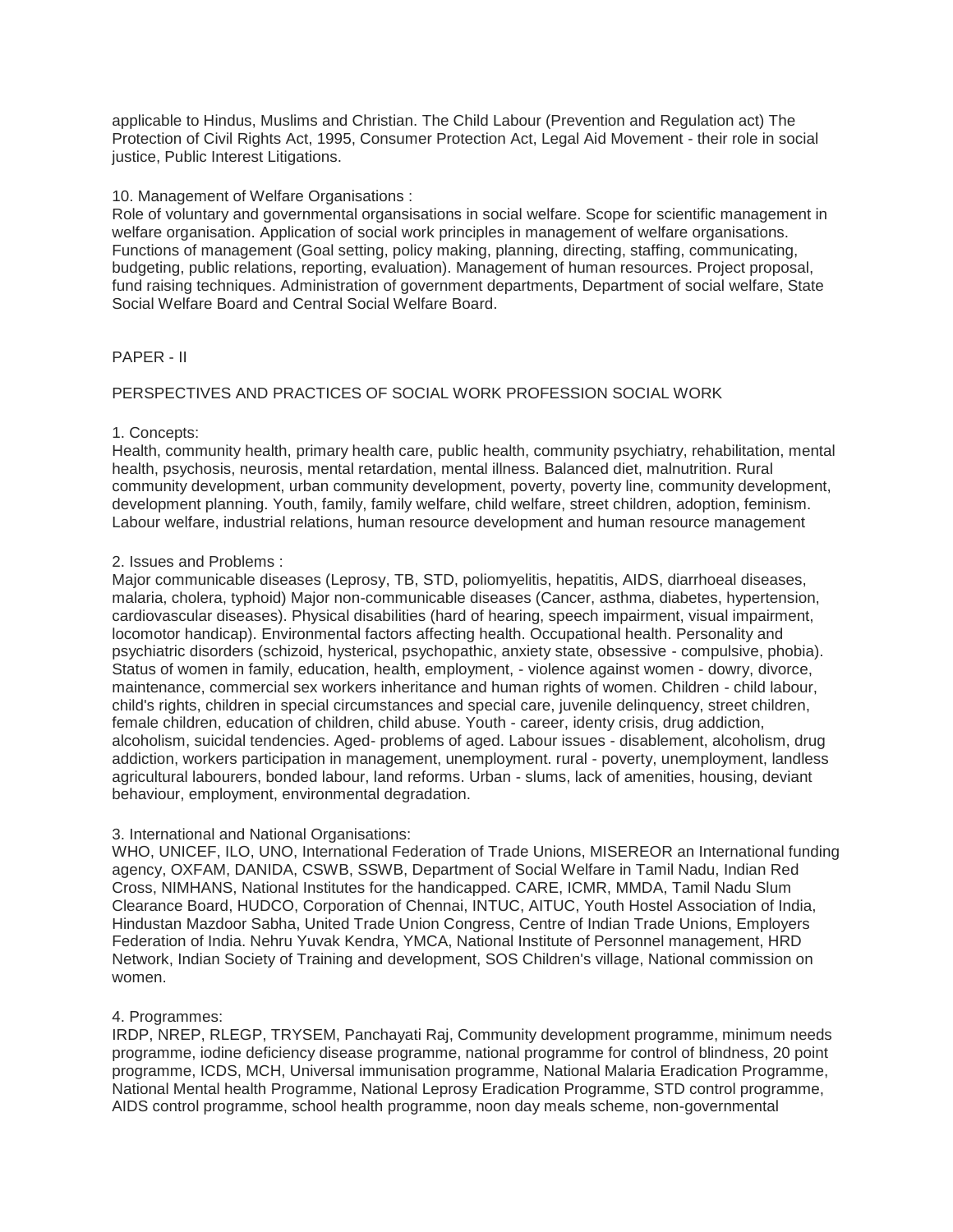applicable to Hindus, Muslims and Christian. The Child Labour (Prevention and Regulation act) The Protection of Civil Rights Act, 1995, Consumer Protection Act, Legal Aid Movement - their role in social justice, Public Interest Litigations.

10. Management of Welfare Organisations :
Role of voluntary and governmental orgsanisations in social welfare. Scope for scientific management in welfare organisation. Application of social work principles in management of welfare organisations. Functions of management (Goal setting, policy making, planning, directing, staffing, communicating, budgeting, public relations, reporting, evaluation). Management of human resources. Project proposal, fund raising techniques. Administration of government departments, Department of social welfare, State Social Welfare Board and Central Social Welfare Board.

PAPER - II

PERSPECTIVES AND PRACTICES OF SOCIAL WORK PROFESSION SOCIAL WORK

1. Concepts:
Health, community health, primary health care, public health, community psychiatry, rehabilitation, mental health, psychosis, neurosis, mental retardation, mental illness. Balanced diet, malnutrition. Rural community development, urban community development, poverty, poverty line, community development, development planning. Youth, family, family welfare, child welfare, street children, adoption, feminism. Labour welfare, industrial relations, human resource development and human resource management

2. Issues and Problems :
Major communicable diseases (Leprosy, TB, STD, poliomyelitis, hepatitis, AIDS, diarrhoeal diseases, malaria, cholera, typhoid) Major non-communicable diseases (Cancer, asthma, diabetes, hypertension, cardiovascular diseases). Physical disabilities (hard of hearing, speech impairment, visual impairment, locomotor handicap). Environmental factors affecting health. Occupational health. Personality and psychiatric disorders (schizoid, hysterical, psychopathic, anxiety state, obsessive - compulsive, phobia). Status of women in family, education, health, employment, - violence against women - dowry, divorce, maintenance, commercial sex workers inheritance and human rights of women. Children - child labour, child's rights, children in special circumstances and special care, juvenile delinquency, street children, female children, education of children, child abuse. Youth - career, identy crisis, drug addiction, alcoholism, suicidal tendencies. Aged- problems of aged. Labour issues - disablement, alcoholism, drug addiction, workers participation in management, unemployment. rural - poverty, unemployment, landless agricultural labourers, bonded labour, land reforms. Urban - slums, lack of amenities, housing, deviant behaviour, employment, environmental degradation.

3. International and National Organisations:
WHO, UNICEF, ILO, UNO, International Federation of Trade Unions, MISEREOR an International funding agency, OXFAM, DANIDA, CSWB, SSWB, Department of Social Welfare in Tamil Nadu, Indian Red Cross, NIMHANS, National Institutes for the handicapped. CARE, ICMR, MMDA, Tamil Nadu Slum Clearance Board, HUDCO, Corporation of Chennai, INTUC, AITUC, Youth Hostel Association of India, Hindustan Mazdoor Sabha, United Trade Union Congress, Centre of Indian Trade Unions, Employers Federation of India. Nehru Yuvak Kendra, YMCA, National Institute of Personnel management, HRD Network, Indian Society of Training and development, SOS Children's village, National commission on women.

4. Programmes:
IRDP, NREP, RLEGP, TRYSEM, Panchayati Raj, Community development programme, minimum needs programme, iodine deficiency disease programme, national programme for control of blindness, 20 point programme, ICDS, MCH, Universal immunisation programme, National Malaria Eradication Programme, National Mental health Programme, National Leprosy Eradication Programme, STD control programme, AIDS control programme, school health programme, noon day meals scheme, non-governmental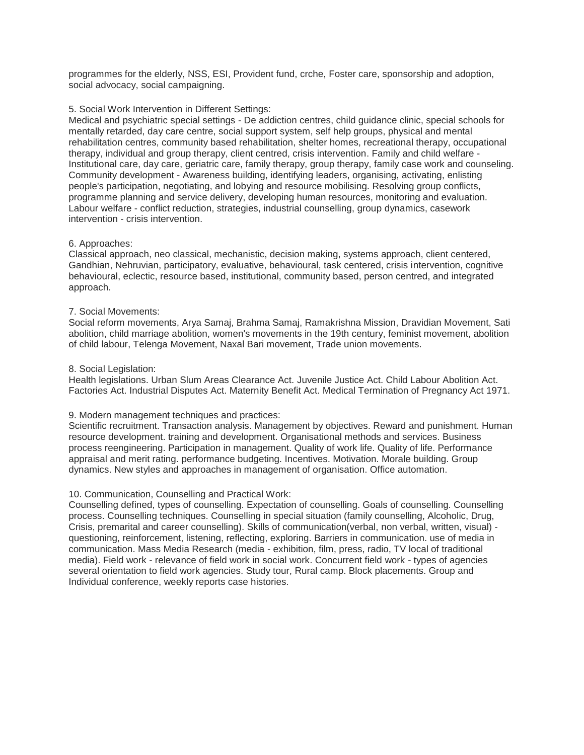programmes for the elderly, NSS, ESI, Provident fund, crche, Foster care, sponsorship and adoption, social advocacy, social campaigning.

5. Social Work Intervention in Different Settings:
Medical and psychiatric special settings - De addiction centres, child guidance clinic, special schools for mentally retarded, day care centre, social support system, self help groups, physical and mental rehabilitation centres, community based rehabilitation, shelter homes, recreational therapy, occupational therapy, individual and group therapy, client centred, crisis intervention. Family and child welfare - Institutional care, day care, geriatric care, family therapy, group therapy, family case work and counseling. Community development - Awareness building, identifying leaders, organising, activating, enlisting people's participation, negotiating, and lobying and resource mobilising. Resolving group conflicts, programme planning and service delivery, developing human resources, monitoring and evaluation. Labour welfare - conflict reduction, strategies, industrial counselling, group dynamics, casework intervention - crisis intervention.

6. Approaches:
Classical approach, neo classical, mechanistic, decision making, systems approach, client centered, Gandhian, Nehruvian, participatory, evaluative, behavioural, task centered, crisis intervention, cognitive behavioural, eclectic, resource based, institutional, community based, person centred, and integrated approach.

7. Social Movements:
Social reform movements, Arya Samaj, Brahma Samaj, Ramakrishna Mission, Dravidian Movement, Sati abolition, child marriage abolition, women's movements in the 19th century, feminist movement, abolition of child labour, Telenga Movement, Naxal Bari movement, Trade union movements.

8. Social Legislation:
Health legislations. Urban Slum Areas Clearance Act. Juvenile Justice Act. Child Labour Abolition Act. Factories Act. Industrial Disputes Act. Maternity Benefit Act. Medical Termination of Pregnancy Act 1971.

9. Modern management techniques and practices:
Scientific recruitment. Transaction analysis. Management by objectives. Reward and punishment. Human resource development. training and development. Organisational methods and services. Business process reengineering. Participation in management. Quality of work life. Quality of life. Performance appraisal and merit rating. performance budgeting. Incentives. Motivation. Morale building. Group dynamics. New styles and approaches in management of organisation. Office automation.

10. Communication, Counselling and Practical Work:
Counselling defined, types of counselling. Expectation of counselling. Goals of counselling. Counselling process. Counselling techniques. Counselling in special situation (family counselling, Alcoholic, Drug, Crisis, premarital and career counselling). Skills of communication(verbal, non verbal, written, visual) - questioning, reinforcement, listening, reflecting, exploring. Barriers in communication. use of media in communication. Mass Media Research (media - exhibition, film, press, radio, TV local of traditional media). Field work - relevance of field work in social work. Concurrent field work - types of agencies several orientation to field work agencies. Study tour, Rural camp. Block placements. Group and Individual conference, weekly reports case histories.